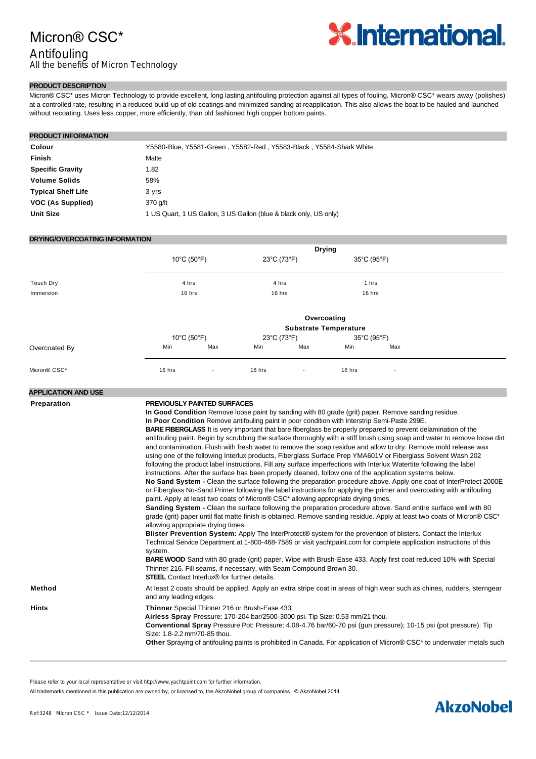# Micron® CSC*

## Antifouling

*All the benefits of Micron Technology*

International.

### PRODUCT DESCRIPTION

Micron® CSC* uses Micron Technology to provide excellent, long lasting antifouling protection against all types of fouling. Micron® CSC* wears away (polishes) at a controlled rate, resulting in a reduced build-up of old coatings and minimized sanding at reapplication. This also allows the boat to be hauled and launched without recoating. Uses less copper, more efficiently, than old fashioned high copper bottom paints.

### PRODUCT INFORMATION

| | |
|---|---|
| **Colour** | Y5580-Blue, Y5581-Green , Y5582-Red , Y5583-Black , Y5584-Shark White |
| **Finish** | Matte |
| **Specific Gravity** | 1.82 |
| **Volume Solids** | 58% |
| **Typical Shelf Life** | 3 yrs |
| **VOC (As Supplied)** | 370 g/lt |
| **Unit Size** | 1 US Quart, 1 US Gallon, 3 US Gallon (blue & black only, US only) |

### DRYING/OVERCOATING INFORMATION

| | Drying | | |
|---|---|---|---|
| | 10°C (50°F) | 23°C (73°F) | 35°C (95°F) |
| Touch Dry | 4 hrs | 4 hrs | 1 hrs |
| Immersion | 16 hrs | 16 hrs | 16 hrs |

| | Overcoating Substrate Temperature | | | | | |
|---|---|---|---|---|---|---|
| | 10°C (50°F) | | 23°C (73°F) | | 35°C (95°F) | |
| Overcoated By | Min | Max | Min | Max | Min | Max |
| Micron® CSC* | 16 hrs | - | 16 hrs | - | 16 hrs | - |

### APPLICATION AND USE

**Preparation**

**PREVIOUSLY PAINTED SURFACES**
**In Good Condition** Remove loose paint by sanding with 80 grade (grit) paper. Remove sanding residue.
**In Poor Condition** Remove antifouling paint in poor condition with Interstrip Semi-Paste 299E.
**BARE FIBERGLASS** It is very important that bare fiberglass be properly prepared to prevent delamination of the antifouling paint. Begin by scrubbing the surface thoroughly with a stiff brush using soap and water to remove loose dirt and contamination. Flush with fresh water to remove the soap residue and allow to dry. Remove mold release wax using one of the following Interlux products, Fiberglass Surface Prep YMA601V or Fiberglass Solvent Wash 202 following the product label instructions. Fill any surface imperfections with Interlux Watertite following the label instructions. After the surface has been properly cleaned, follow one of the application systems below.
**No Sand System -** Clean the surface following the preparation procedure above. Apply one coat of InterProtect 2000E or Fiberglass No-Sand Primer following the label instructions for applying the primer and overcoating with antifouling paint. Apply at least two coats of Micron® CSC* allowing appropriate drying times.
**Sanding System -** Clean the surface following the preparation procedure above. Sand entire surface well with 80 grade (grit) paper until flat matte finish is obtained. Remove sanding residue. Apply at least two coats of Micron® CSC* allowing appropriate drying times.
**Blister Prevention System:** Apply The InterProtect® system for the prevention of blisters. Contact the Interlux Technical Service Department at 1-800-468-7589 or visit yachtpaint.com for complete application instructions of this system.
**BARE WOOD** Sand with 80 grade (grit) paper. Wipe with Brush-Ease 433. Apply first coat reduced 10% with Special Thinner 216. Fill seams, if necessary, with Seam Compound Brown 30.
**STEEL** Contact Interlux® for further details.

**Method**

At least 2 coats should be applied. Apply an extra stripe coat in areas of high wear such as chines, rudders, sterngear and any leading edges.

**Hints**

**Thinner** Special Thinner 216 or Brush-Ease 433.
**Airless Spray** Pressure: 170-204 bar/2500-3000 psi. Tip Size: 0.53 mm/21 thou.
**Conventional Spray** Pressure Pot: Pressure: 4.08-4.76 bar/60-70 psi (gun pressure); 10-15 psi (pot pressure). Tip Size: 1.8-2.2 mm/70-85 thou.
**Other** Spraying of antifouling paints is prohibited in Canada. For application of Micron® CSC* to underwater metals such

Please refer to your local representative or visit http://www.yachtpaint.com for further information.

All trademarks mentioned in this publication are owned by, or licensed to, the AkzoNobel group of companies. © AkzoNobel 2014.

Ref:3248 Micron CSC * Issue Date:12/12/2014

AkzoNobel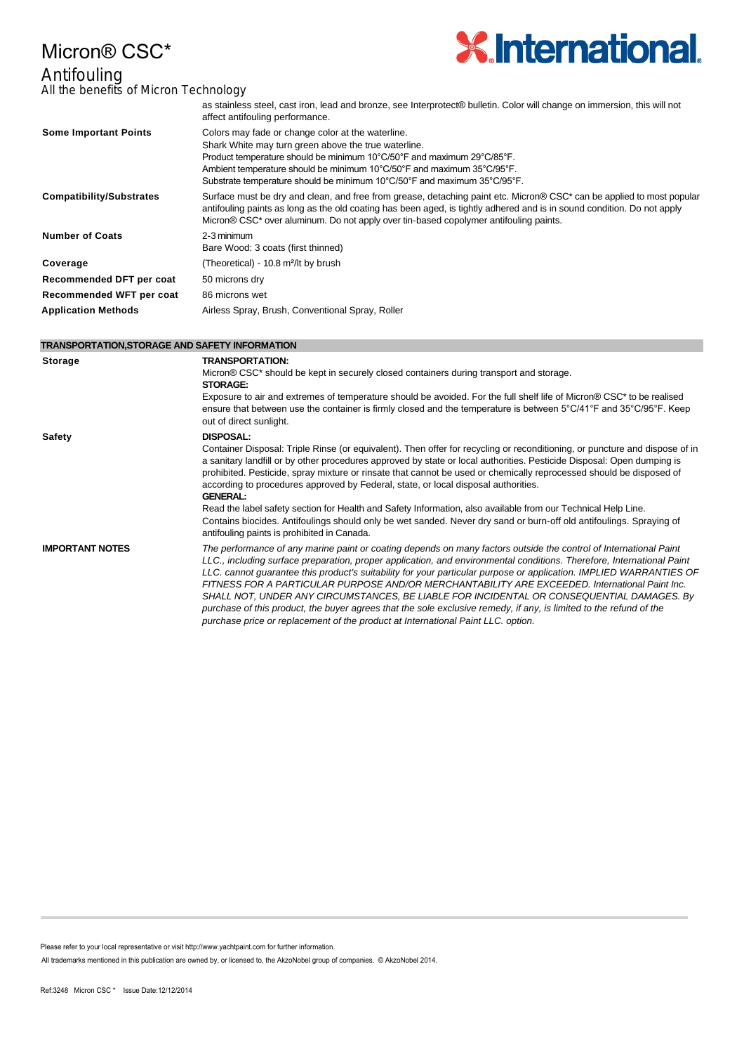as stainless steel, cast iron, lead and bronze, see Interprotect® bulletin. Color will change on immersion, this will not affect antifouling performance.

| | |
|---|---|
| **Some Important Points** | Colors may fade or change color at the waterline.<br>Shark White may turn green above the true waterline.<br>Product temperature should be minimum 10°C/50°F and maximum 29°C/85°F.<br>Ambient temperature should be minimum 10°C/50°F and maximum 35°C/95°F.<br>Substrate temperature should be minimum 10°C/50°F and maximum 35°C/95°F. |
| **Compatibility/Substrates** | Surface must be dry and clean, and free from grease, detaching paint etc. Micron® CSC* can be applied to most popular antifouling paints as long as the old coating has been aged, is tightly adhered and is in sound condition. Do not apply Micron® CSC* over aluminum. Do not apply over tin-based copolymer antifouling paints. |
| **Number of Coats** | 2-3 minimum<br>Bare Wood: 3 coats (first thinned) |
| **Coverage** | (Theoretical) - 10.8 m²/lt by brush |
| **Recommended DFT per coat** | 50 microns dry |
| **Recommended WFT per coat** | 86 microns wet |
| **Application Methods** | Airless Spray, Brush, Conventional Spray, Roller |

## TRANSPORTATION,STORAGE AND SAFETY INFORMATION

| | |
|---|---|
| **Storage** | **TRANSPORTATION:**<br>Micron® CSC* should be kept in securely closed containers during transport and storage.<br>**STORAGE:**<br>Exposure to air and extremes of temperature should be avoided. For the full shelf life of Micron® CSC* to be realised ensure that between use the container is firmly closed and the temperature is between 5°C/41°F and 35°C/95°F. Keep out of direct sunlight. |
| **Safety** | **DISPOSAL:**<br>Container Disposal: Triple Rinse (or equivalent). Then offer for recycling or reconditioning, or puncture and dispose of in a sanitary landfill or by other procedures approved by state or local authorities. Pesticide Disposal: Open dumping is prohibited. Pesticide, spray mixture or rinsate that cannot be used or chemically reprocessed should be disposed of according to procedures approved by Federal, state, or local disposal authorities.<br>**GENERAL:**<br>Read the label safety section for Health and Safety Information, also available from our Technical Help Line.<br>Contains biocides. Antifoulings should only be wet sanded. Never dry sand or burn-off old antifoulings. Spraying of antifouling paints is prohibited in Canada. |
| **IMPORTANT NOTES** | *The performance of any marine paint or coating depends on many factors outside the control of International Paint LLC., including surface preparation, proper application, and environmental conditions. Therefore, International Paint LLC. cannot guarantee this product's suitability for your particular purpose or application. IMPLIED WARRANTIES OF FITNESS FOR A PARTICULAR PURPOSE AND/OR MERCHANTABILITY ARE EXCEEDED. International Paint Inc. SHALL NOT, UNDER ANY CIRCUMSTANCES, BE LIABLE FOR INCIDENTAL OR CONSEQUENTIAL DAMAGES. By purchase of this product, the buyer agrees that the sole exclusive remedy, if any, is limited to the refund of the purchase price or replacement of the product at International Paint LLC. option.* |

Please refer to your local representative or visit http://www.yachtpaint.com for further information.

All trademarks mentioned in this publication are owned by, or licensed to, the AkzoNobel group of companies. © AkzoNobel 2014.

Ref:3248 Micron CSC * Issue Date:12/12/2014